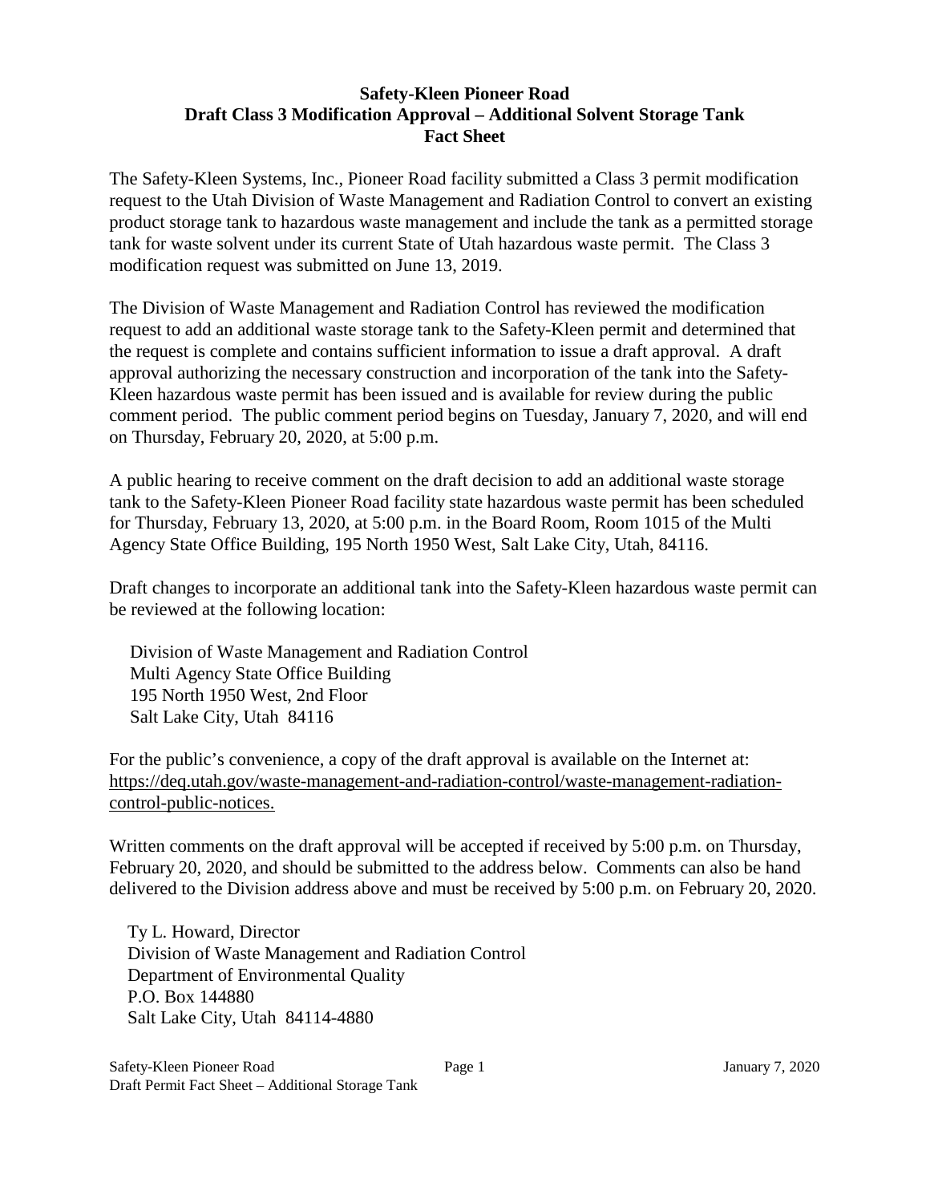# Safety-Kleen Pioneer Road
## Draft Class 3 Modification Approval – Additional Solvent Storage Tank
## Fact Sheet

The Safety-Kleen Systems, Inc., Pioneer Road facility submitted a Class 3 permit modification request to the Utah Division of Waste Management and Radiation Control to convert an existing product storage tank to hazardous waste management and include the tank as a permitted storage tank for waste solvent under its current State of Utah hazardous waste permit. The Class 3 modification request was submitted on June 13, 2019.

The Division of Waste Management and Radiation Control has reviewed the modification request to add an additional waste storage tank to the Safety-Kleen permit and determined that the request is complete and contains sufficient information to issue a draft approval. A draft approval authorizing the necessary construction and incorporation of the tank into the Safety-Kleen hazardous waste permit has been issued and is available for review during the public comment period. The public comment period begins on Tuesday, January 7, 2020, and will end on Thursday, February 20, 2020, at 5:00 p.m.

A public hearing to receive comment on the draft decision to add an additional waste storage tank to the Safety-Kleen Pioneer Road facility state hazardous waste permit has been scheduled for Thursday, February 13, 2020, at 5:00 p.m. in the Board Room, Room 1015 of the Multi Agency State Office Building, 195 North 1950 West, Salt Lake City, Utah, 84116.

Draft changes to incorporate an additional tank into the Safety-Kleen hazardous waste permit can be reviewed at the following location:

Division of Waste Management and Radiation Control
Multi Agency State Office Building
195 North 1950 West, 2nd Floor
Salt Lake City, Utah 84116

For the public's convenience, a copy of the draft approval is available on the Internet at: https://deq.utah.gov/waste-management-and-radiation-control/waste-management-radiation-control-public-notices.

Written comments on the draft approval will be accepted if received by 5:00 p.m. on Thursday, February 20, 2020, and should be submitted to the address below. Comments can also be hand delivered to the Division address above and must be received by 5:00 p.m. on February 20, 2020.

Ty L. Howard, Director
Division of Waste Management and Radiation Control
Department of Environmental Quality
P.O. Box 144880
Salt Lake City, Utah 84114-4880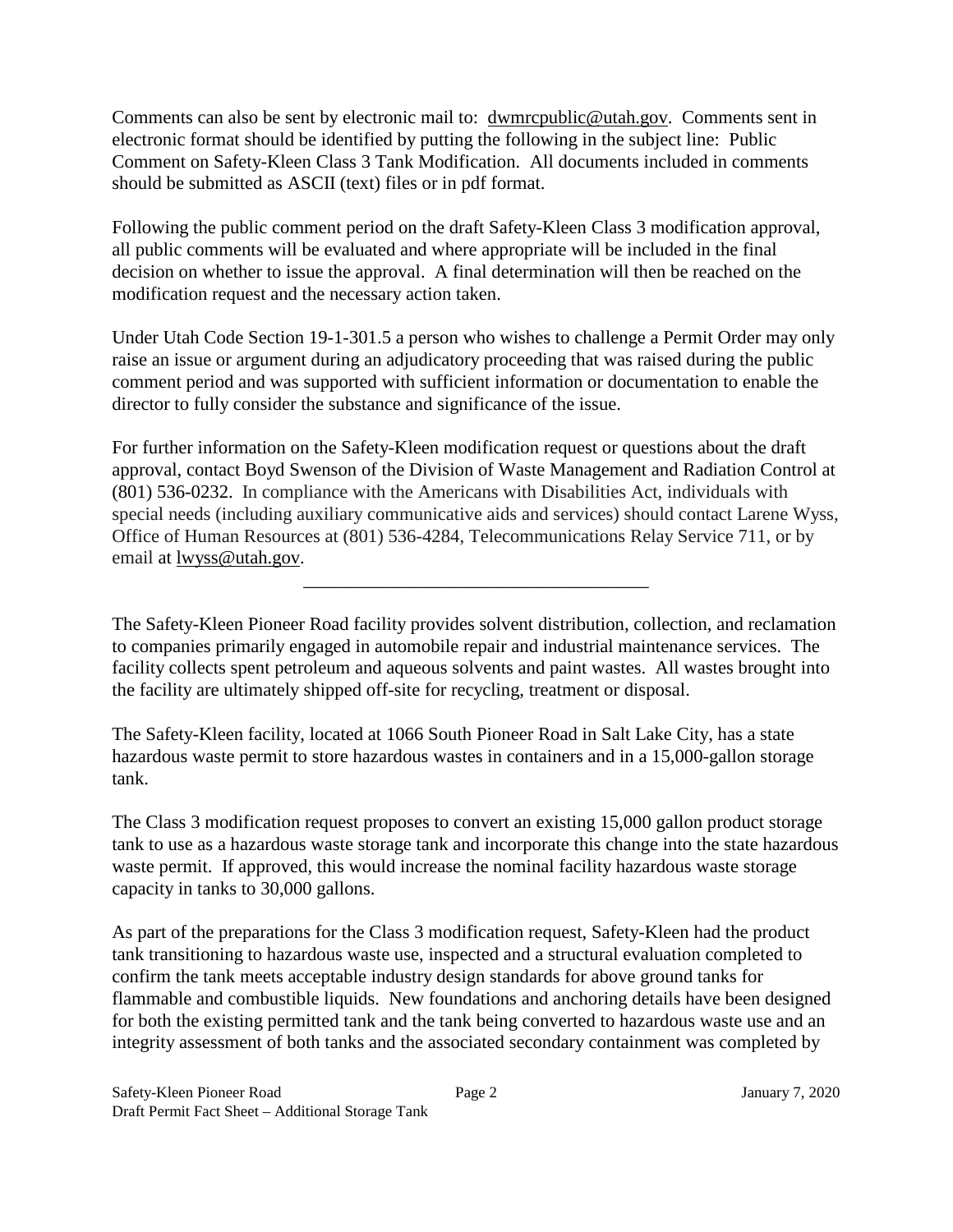Comments can also be sent by electronic mail to: dwmrcpublic@utah.gov. Comments sent in electronic format should be identified by putting the following in the subject line: Public Comment on Safety-Kleen Class 3 Tank Modification. All documents included in comments should be submitted as ASCII (text) files or in pdf format.

Following the public comment period on the draft Safety-Kleen Class 3 modification approval, all public comments will be evaluated and where appropriate will be included in the final decision on whether to issue the approval. A final determination will then be reached on the modification request and the necessary action taken.

Under Utah Code Section 19-1-301.5 a person who wishes to challenge a Permit Order may only raise an issue or argument during an adjudicatory proceeding that was raised during the public comment period and was supported with sufficient information or documentation to enable the director to fully consider the substance and significance of the issue.

For further information on the Safety-Kleen modification request or questions about the draft approval, contact Boyd Swenson of the Division of Waste Management and Radiation Control at (801) 536-0232. In compliance with the Americans with Disabilities Act, individuals with special needs (including auxiliary communicative aids and services) should contact Larene Wyss, Office of Human Resources at (801) 536-4284, Telecommunications Relay Service 711, or by email at lwyss@utah.gov.

---

The Safety-Kleen Pioneer Road facility provides solvent distribution, collection, and reclamation to companies primarily engaged in automobile repair and industrial maintenance services. The facility collects spent petroleum and aqueous solvents and paint wastes. All wastes brought into the facility are ultimately shipped off-site for recycling, treatment or disposal.

The Safety-Kleen facility, located at 1066 South Pioneer Road in Salt Lake City, has a state hazardous waste permit to store hazardous wastes in containers and in a 15,000-gallon storage tank.

The Class 3 modification request proposes to convert an existing 15,000 gallon product storage tank to use as a hazardous waste storage tank and incorporate this change into the state hazardous waste permit. If approved, this would increase the nominal facility hazardous waste storage capacity in tanks to 30,000 gallons.

As part of the preparations for the Class 3 modification request, Safety-Kleen had the product tank transitioning to hazardous waste use, inspected and a structural evaluation completed to confirm the tank meets acceptable industry design standards for above ground tanks for flammable and combustible liquids. New foundations and anchoring details have been designed for both the existing permitted tank and the tank being converted to hazardous waste use and an integrity assessment of both tanks and the associated secondary containment was completed by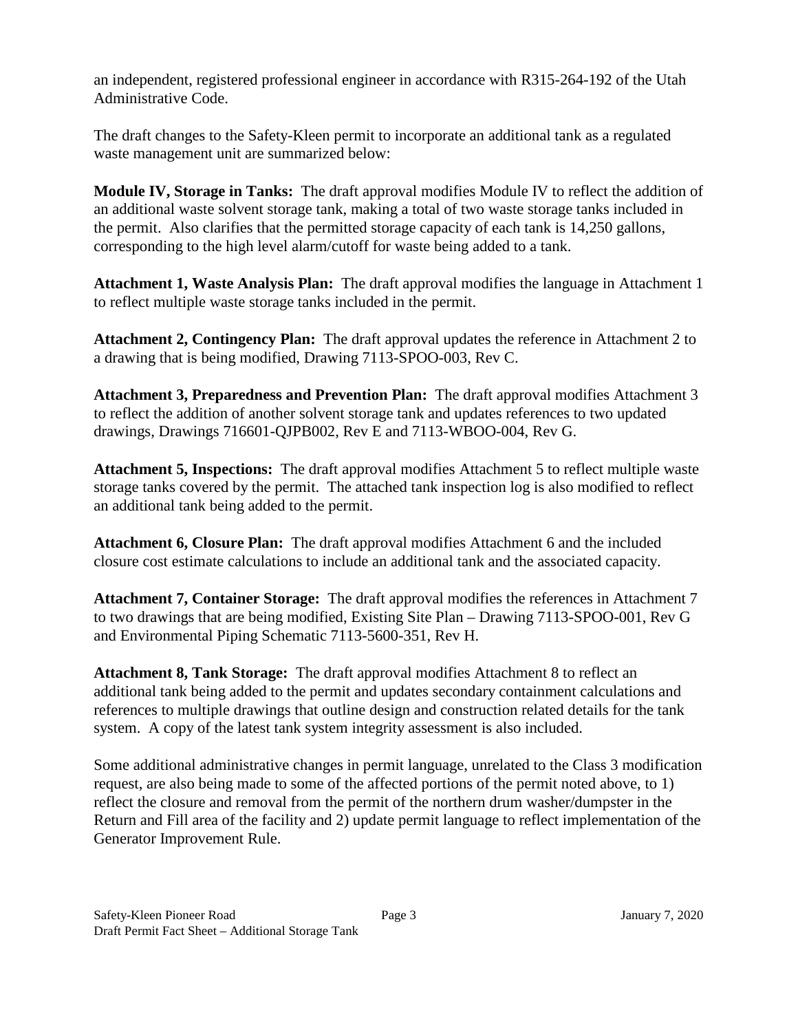an independent, registered professional engineer in accordance with R315-264-192 of the Utah Administrative Code.

The draft changes to the Safety-Kleen permit to incorporate an additional tank as a regulated waste management unit are summarized below:

**Module IV, Storage in Tanks:** The draft approval modifies Module IV to reflect the addition of an additional waste solvent storage tank, making a total of two waste storage tanks included in the permit. Also clarifies that the permitted storage capacity of each tank is 14,250 gallons, corresponding to the high level alarm/cutoff for waste being added to a tank.

**Attachment 1, Waste Analysis Plan:** The draft approval modifies the language in Attachment 1 to reflect multiple waste storage tanks included in the permit.

**Attachment 2, Contingency Plan:** The draft approval updates the reference in Attachment 2 to a drawing that is being modified, Drawing 7113-SPOO-003, Rev C.

**Attachment 3, Preparedness and Prevention Plan:** The draft approval modifies Attachment 3 to reflect the addition of another solvent storage tank and updates references to two updated drawings, Drawings 716601-QJPB002, Rev E and 7113-WBOO-004, Rev G.

**Attachment 5, Inspections:** The draft approval modifies Attachment 5 to reflect multiple waste storage tanks covered by the permit. The attached tank inspection log is also modified to reflect an additional tank being added to the permit.

**Attachment 6, Closure Plan:** The draft approval modifies Attachment 6 and the included closure cost estimate calculations to include an additional tank and the associated capacity.

**Attachment 7, Container Storage:** The draft approval modifies the references in Attachment 7 to two drawings that are being modified, Existing Site Plan – Drawing 7113-SPOO-001, Rev G and Environmental Piping Schematic 7113-5600-351, Rev H.

**Attachment 8, Tank Storage:** The draft approval modifies Attachment 8 to reflect an additional tank being added to the permit and updates secondary containment calculations and references to multiple drawings that outline design and construction related details for the tank system. A copy of the latest tank system integrity assessment is also included.

Some additional administrative changes in permit language, unrelated to the Class 3 modification request, are also being made to some of the affected portions of the permit noted above, to 1) reflect the closure and removal from the permit of the northern drum washer/dumpster in the Return and Fill area of the facility and 2) update permit language to reflect implementation of the Generator Improvement Rule.